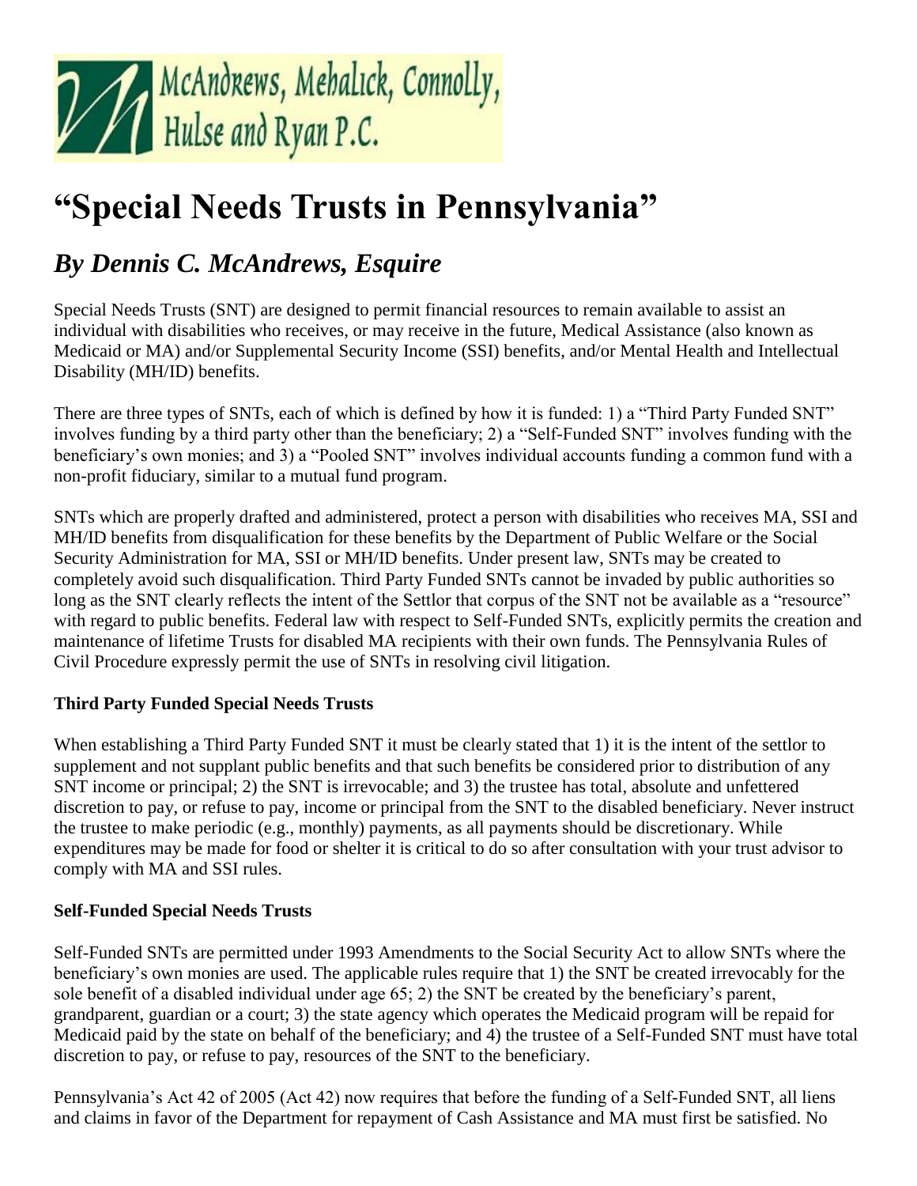McAndrews, Mehalick, Connolly, Hulse and Ryan P.C.

# "Special Needs Trusts in Pennsylvania"

## *By Dennis C. McAndrews, Esquire*

Special Needs Trusts (SNT) are designed to permit financial resources to remain available to assist an individual with disabilities who receives, or may receive in the future, Medical Assistance (also known as Medicaid or MA) and/or Supplemental Security Income (SSI) benefits, and/or Mental Health and Intellectual Disability (MH/ID) benefits.

There are three types of SNTs, each of which is defined by how it is funded: 1) a "Third Party Funded SNT" involves funding by a third party other than the beneficiary; 2) a "Self-Funded SNT" involves funding with the beneficiary's own monies; and 3) a "Pooled SNT" involves individual accounts funding a common fund with a non-profit fiduciary, similar to a mutual fund program.

SNTs which are properly drafted and administered, protect a person with disabilities who receives MA, SSI and MH/ID benefits from disqualification for these benefits by the Department of Public Welfare or the Social Security Administration for MA, SSI or MH/ID benefits. Under present law, SNTs may be created to completely avoid such disqualification. Third Party Funded SNTs cannot be invaded by public authorities so long as the SNT clearly reflects the intent of the Settlor that corpus of the SNT not be available as a "resource" with regard to public benefits. Federal law with respect to Self-Funded SNTs, explicitly permits the creation and maintenance of lifetime Trusts for disabled MA recipients with their own funds. The Pennsylvania Rules of Civil Procedure expressly permit the use of SNTs in resolving civil litigation.

**Third Party Funded Special Needs Trusts**

When establishing a Third Party Funded SNT it must be clearly stated that 1) it is the intent of the settlor to supplement and not supplant public benefits and that such benefits be considered prior to distribution of any SNT income or principal; 2) the SNT is irrevocable; and 3) the trustee has total, absolute and unfettered discretion to pay, or refuse to pay, income or principal from the SNT to the disabled beneficiary. Never instruct the trustee to make periodic (e.g., monthly) payments, as all payments should be discretionary. While expenditures may be made for food or shelter it is critical to do so after consultation with your trust advisor to comply with MA and SSI rules.

**Self-Funded Special Needs Trusts**

Self-Funded SNTs are permitted under 1993 Amendments to the Social Security Act to allow SNTs where the beneficiary's own monies are used. The applicable rules require that 1) the SNT be created irrevocably for the sole benefit of a disabled individual under age 65; 2) the SNT be created by the beneficiary's parent, grandparent, guardian or a court; 3) the state agency which operates the Medicaid program will be repaid for Medicaid paid by the state on behalf of the beneficiary; and 4) the trustee of a Self-Funded SNT must have total discretion to pay, or refuse to pay, resources of the SNT to the beneficiary.

Pennsylvania's Act 42 of 2005 (Act 42) now requires that before the funding of a Self-Funded SNT, all liens and claims in favor of the Department for repayment of Cash Assistance and MA must first be satisfied. No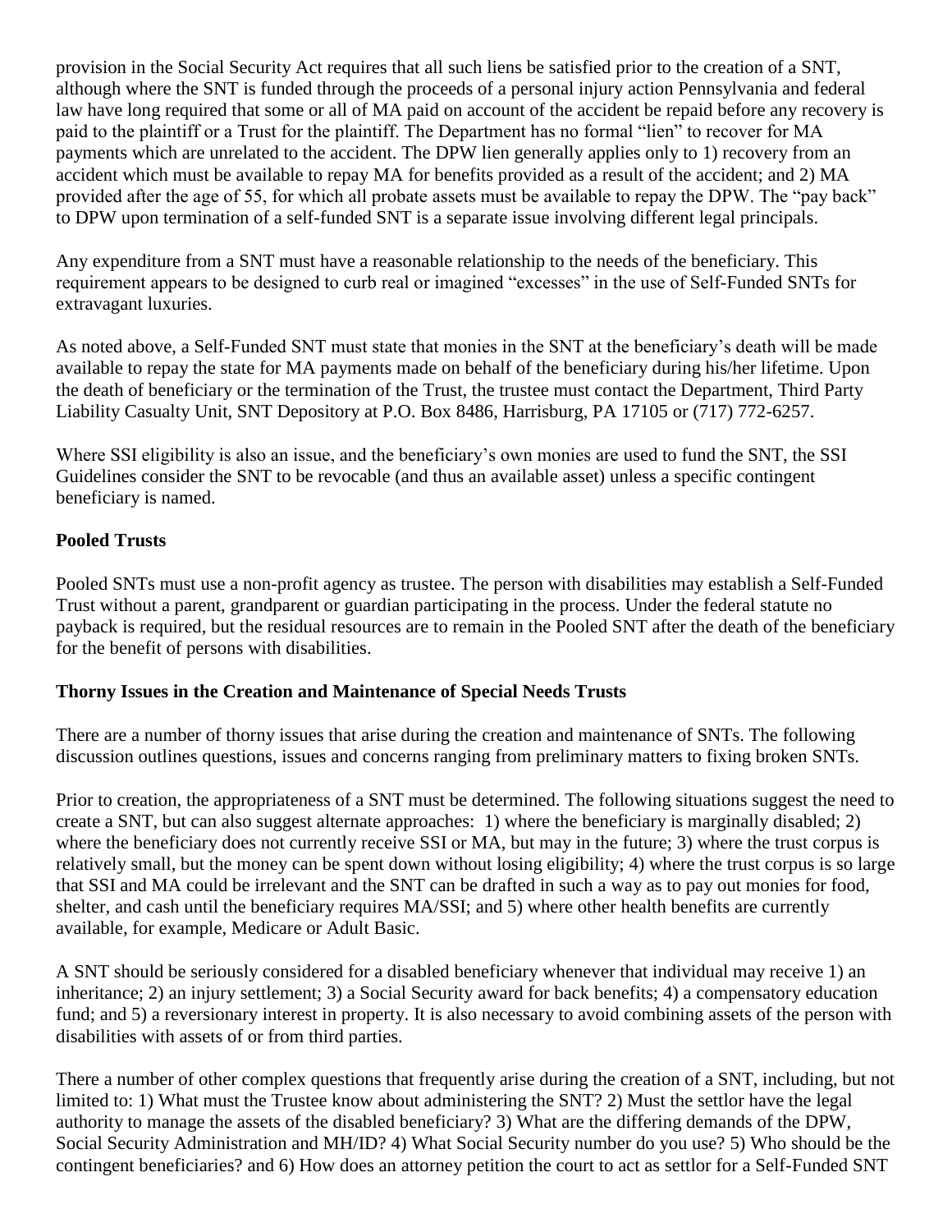provision in the Social Security Act requires that all such liens be satisfied prior to the creation of a SNT, although where the SNT is funded through the proceeds of a personal injury action Pennsylvania and federal law have long required that some or all of MA paid on account of the accident be repaid before any recovery is paid to the plaintiff or a Trust for the plaintiff. The Department has no formal "lien" to recover for MA payments which are unrelated to the accident. The DPW lien generally applies only to 1) recovery from an accident which must be available to repay MA for benefits provided as a result of the accident; and 2) MA provided after the age of 55, for which all probate assets must be available to repay the DPW. The "pay back" to DPW upon termination of a self-funded SNT is a separate issue involving different legal principals.

Any expenditure from a SNT must have a reasonable relationship to the needs of the beneficiary. This requirement appears to be designed to curb real or imagined "excesses" in the use of Self-Funded SNTs for extravagant luxuries.

As noted above, a Self-Funded SNT must state that monies in the SNT at the beneficiary's death will be made available to repay the state for MA payments made on behalf of the beneficiary during his/her lifetime. Upon the death of beneficiary or the termination of the Trust, the trustee must contact the Department, Third Party Liability Casualty Unit, SNT Depository at P.O. Box 8486, Harrisburg, PA 17105 or (717) 772-6257.

Where SSI eligibility is also an issue, and the beneficiary's own monies are used to fund the SNT, the SSI Guidelines consider the SNT to be revocable (and thus an available asset) unless a specific contingent beneficiary is named.

**Pooled Trusts**

Pooled SNTs must use a non-profit agency as trustee. The person with disabilities may establish a Self-Funded Trust without a parent, grandparent or guardian participating in the process. Under the federal statute no payback is required, but the residual resources are to remain in the Pooled SNT after the death of the beneficiary for the benefit of persons with disabilities.

**Thorny Issues in the Creation and Maintenance of Special Needs Trusts**

There are a number of thorny issues that arise during the creation and maintenance of SNTs. The following discussion outlines questions, issues and concerns ranging from preliminary matters to fixing broken SNTs.

Prior to creation, the appropriateness of a SNT must be determined. The following situations suggest the need to create a SNT, but can also suggest alternate approaches: 1) where the beneficiary is marginally disabled; 2) where the beneficiary does not currently receive SSI or MA, but may in the future; 3) where the trust corpus is relatively small, but the money can be spent down without losing eligibility; 4) where the trust corpus is so large that SSI and MA could be irrelevant and the SNT can be drafted in such a way as to pay out monies for food, shelter, and cash until the beneficiary requires MA/SSI; and 5) where other health benefits are currently available, for example, Medicare or Adult Basic.

A SNT should be seriously considered for a disabled beneficiary whenever that individual may receive 1) an inheritance; 2) an injury settlement; 3) a Social Security award for back benefits; 4) a compensatory education fund; and 5) a reversionary interest in property. It is also necessary to avoid combining assets of the person with disabilities with assets of or from third parties.

There a number of other complex questions that frequently arise during the creation of a SNT, including, but not limited to: 1) What must the Trustee know about administering the SNT? 2) Must the settlor have the legal authority to manage the assets of the disabled beneficiary? 3) What are the differing demands of the DPW, Social Security Administration and MH/ID? 4) What Social Security number do you use? 5) Who should be the contingent beneficiaries? and 6) How does an attorney petition the court to act as settlor for a Self-Funded SNT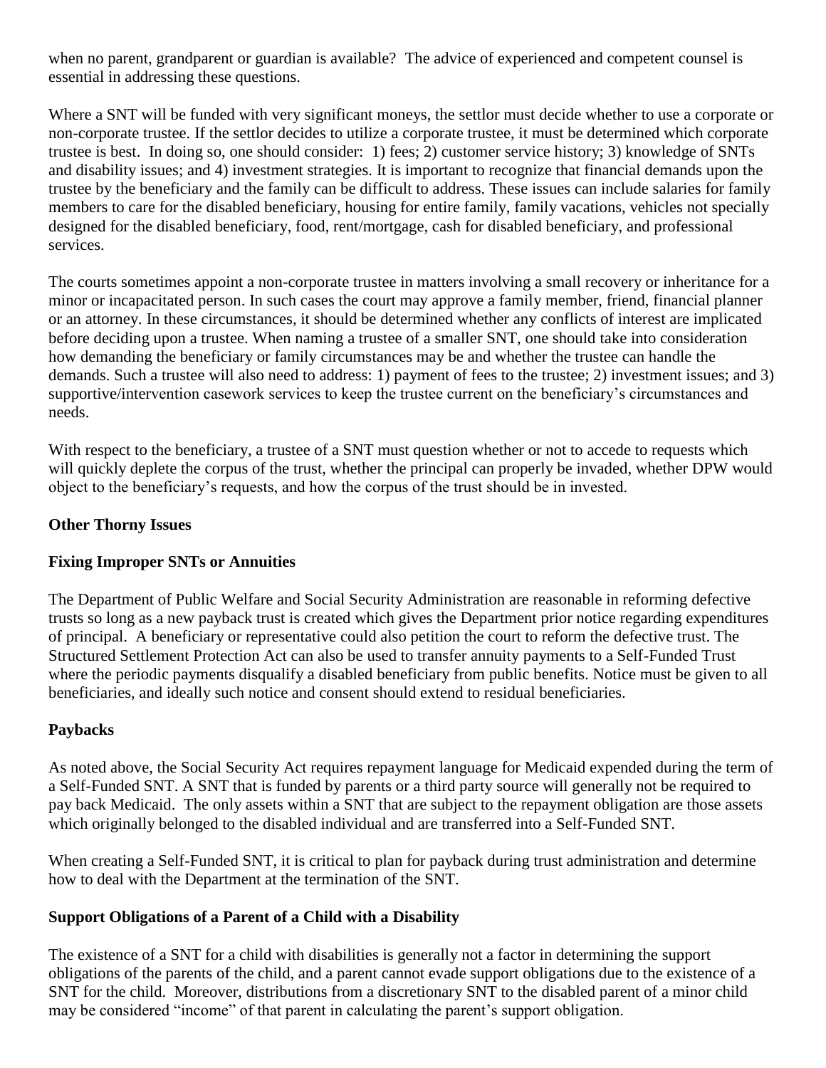when no parent, grandparent or guardian is available? The advice of experienced and competent counsel is essential in addressing these questions.

Where a SNT will be funded with very significant moneys, the settlor must decide whether to use a corporate or non-corporate trustee. If the settlor decides to utilize a corporate trustee, it must be determined which corporate trustee is best. In doing so, one should consider: 1) fees; 2) customer service history; 3) knowledge of SNTs and disability issues; and 4) investment strategies. It is important to recognize that financial demands upon the trustee by the beneficiary and the family can be difficult to address. These issues can include salaries for family members to care for the disabled beneficiary, housing for entire family, family vacations, vehicles not specially designed for the disabled beneficiary, food, rent/mortgage, cash for disabled beneficiary, and professional services.

The courts sometimes appoint a non-corporate trustee in matters involving a small recovery or inheritance for a minor or incapacitated person. In such cases the court may approve a family member, friend, financial planner or an attorney. In these circumstances, it should be determined whether any conflicts of interest are implicated before deciding upon a trustee. When naming a trustee of a smaller SNT, one should take into consideration how demanding the beneficiary or family circumstances may be and whether the trustee can handle the demands. Such a trustee will also need to address: 1) payment of fees to the trustee; 2) investment issues; and 3) supportive/intervention casework services to keep the trustee current on the beneficiary's circumstances and needs.

With respect to the beneficiary, a trustee of a SNT must question whether or not to accede to requests which will quickly deplete the corpus of the trust, whether the principal can properly be invaded, whether DPW would object to the beneficiary's requests, and how the corpus of the trust should be in invested.

**Other Thorny Issues**

**Fixing Improper SNTs or Annuities**

The Department of Public Welfare and Social Security Administration are reasonable in reforming defective trusts so long as a new payback trust is created which gives the Department prior notice regarding expenditures of principal. A beneficiary or representative could also petition the court to reform the defective trust. The Structured Settlement Protection Act can also be used to transfer annuity payments to a Self-Funded Trust where the periodic payments disqualify a disabled beneficiary from public benefits. Notice must be given to all beneficiaries, and ideally such notice and consent should extend to residual beneficiaries.

**Paybacks**

As noted above, the Social Security Act requires repayment language for Medicaid expended during the term of a Self-Funded SNT. A SNT that is funded by parents or a third party source will generally not be required to pay back Medicaid. The only assets within a SNT that are subject to the repayment obligation are those assets which originally belonged to the disabled individual and are transferred into a Self-Funded SNT.

When creating a Self-Funded SNT, it is critical to plan for payback during trust administration and determine how to deal with the Department at the termination of the SNT.

**Support Obligations of a Parent of a Child with a Disability**

The existence of a SNT for a child with disabilities is generally not a factor in determining the support obligations of the parents of the child, and a parent cannot evade support obligations due to the existence of a SNT for the child. Moreover, distributions from a discretionary SNT to the disabled parent of a minor child may be considered "income" of that parent in calculating the parent's support obligation.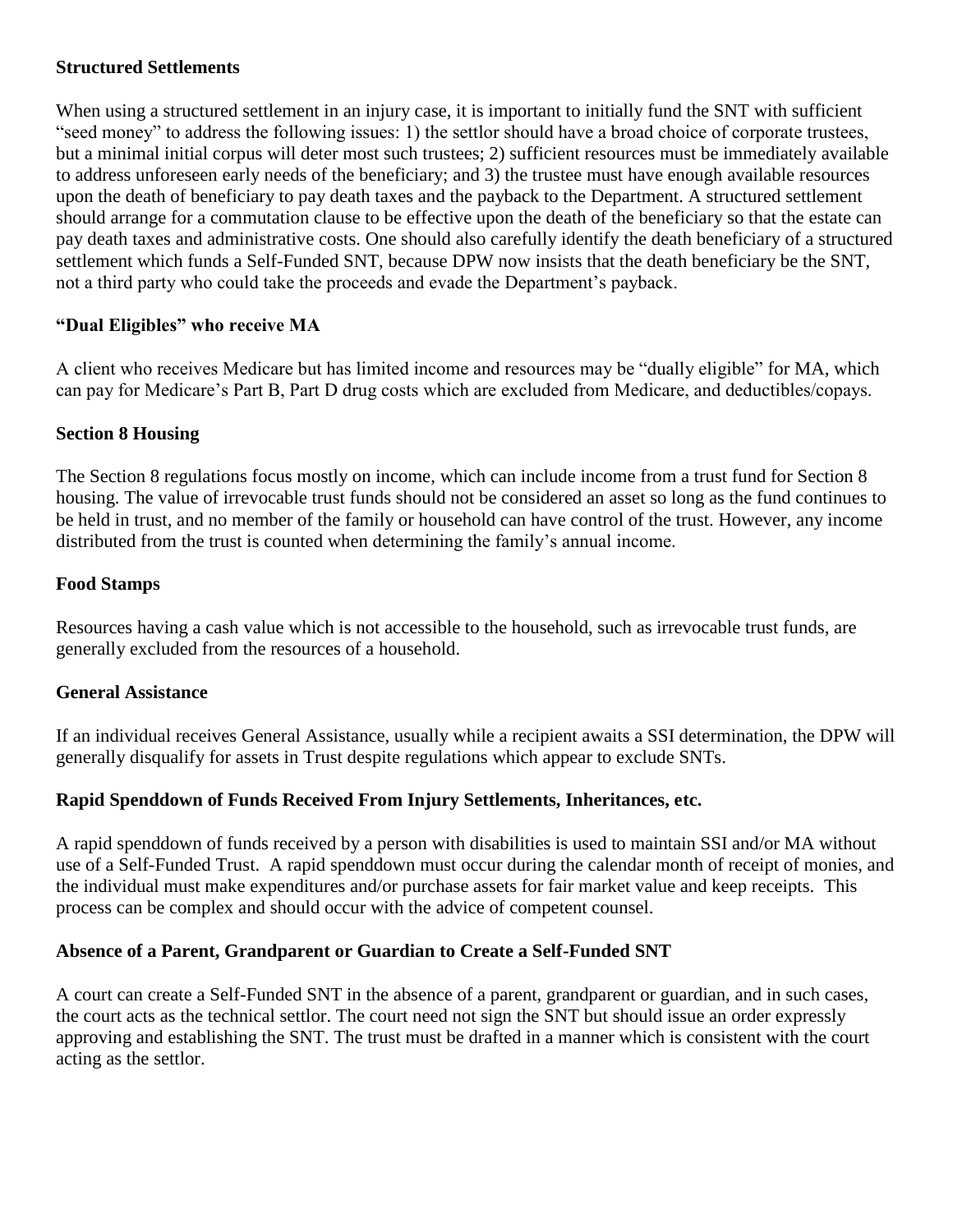**Structured Settlements**

When using a structured settlement in an injury case, it is important to initially fund the SNT with sufficient "seed money" to address the following issues: 1) the settlor should have a broad choice of corporate trustees, but a minimal initial corpus will deter most such trustees; 2) sufficient resources must be immediately available to address unforeseen early needs of the beneficiary; and 3) the trustee must have enough available resources upon the death of beneficiary to pay death taxes and the payback to the Department. A structured settlement should arrange for a commutation clause to be effective upon the death of the beneficiary so that the estate can pay death taxes and administrative costs. One should also carefully identify the death beneficiary of a structured settlement which funds a Self-Funded SNT, because DPW now insists that the death beneficiary be the SNT, not a third party who could take the proceeds and evade the Department's payback.

**"Dual Eligibles" who receive MA**

A client who receives Medicare but has limited income and resources may be "dually eligible" for MA, which can pay for Medicare's Part B, Part D drug costs which are excluded from Medicare, and deductibles/copays.

**Section 8 Housing**

The Section 8 regulations focus mostly on income, which can include income from a trust fund for Section 8 housing. The value of irrevocable trust funds should not be considered an asset so long as the fund continues to be held in trust, and no member of the family or household can have control of the trust. However, any income distributed from the trust is counted when determining the family's annual income.

**Food Stamps**

Resources having a cash value which is not accessible to the household, such as irrevocable trust funds, are generally excluded from the resources of a household.

**General Assistance**

If an individual receives General Assistance, usually while a recipient awaits a SSI determination, the DPW will generally disqualify for assets in Trust despite regulations which appear to exclude SNTs.

**Rapid Spenddown of Funds Received From Injury Settlements, Inheritances, etc.**

A rapid spenddown of funds received by a person with disabilities is used to maintain SSI and/or MA without use of a Self-Funded Trust. A rapid spenddown must occur during the calendar month of receipt of monies, and the individual must make expenditures and/or purchase assets for fair market value and keep receipts. This process can be complex and should occur with the advice of competent counsel.

**Absence of a Parent, Grandparent or Guardian to Create a Self-Funded SNT**

A court can create a Self-Funded SNT in the absence of a parent, grandparent or guardian, and in such cases, the court acts as the technical settlor. The court need not sign the SNT but should issue an order expressly approving and establishing the SNT. The trust must be drafted in a manner which is consistent with the court acting as the settlor.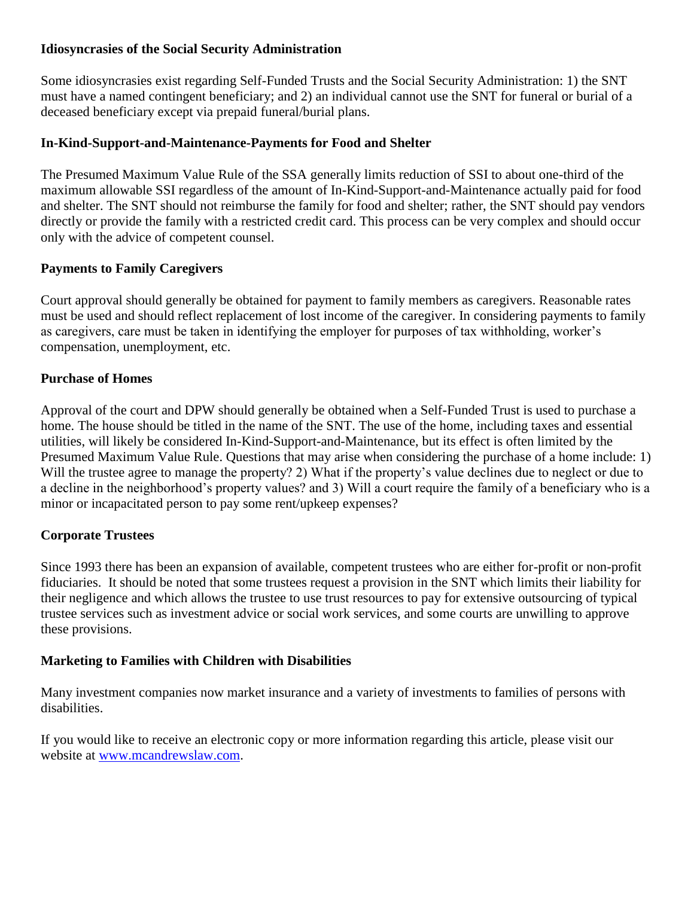### Idiosyncrasies of the Social Security Administration

Some idiosyncrasies exist regarding Self-Funded Trusts and the Social Security Administration: 1) the SNT must have a named contingent beneficiary; and 2) an individual cannot use the SNT for funeral or burial of a deceased beneficiary except via prepaid funeral/burial plans.

### In-Kind-Support-and-Maintenance-Payments for Food and Shelter

The Presumed Maximum Value Rule of the SSA generally limits reduction of SSI to about one-third of the maximum allowable SSI regardless of the amount of In-Kind-Support-and-Maintenance actually paid for food and shelter. The SNT should not reimburse the family for food and shelter; rather, the SNT should pay vendors directly or provide the family with a restricted credit card. This process can be very complex and should occur only with the advice of competent counsel.

### Payments to Family Caregivers

Court approval should generally be obtained for payment to family members as caregivers. Reasonable rates must be used and should reflect replacement of lost income of the caregiver. In considering payments to family as caregivers, care must be taken in identifying the employer for purposes of tax withholding, worker's compensation, unemployment, etc.

### Purchase of Homes

Approval of the court and DPW should generally be obtained when a Self-Funded Trust is used to purchase a home. The house should be titled in the name of the SNT. The use of the home, including taxes and essential utilities, will likely be considered In-Kind-Support-and-Maintenance, but its effect is often limited by the Presumed Maximum Value Rule. Questions that may arise when considering the purchase of a home include: 1) Will the trustee agree to manage the property? 2) What if the property's value declines due to neglect or due to a decline in the neighborhood's property values? and 3) Will a court require the family of a beneficiary who is a minor or incapacitated person to pay some rent/upkeep expenses?

### Corporate Trustees

Since 1993 there has been an expansion of available, competent trustees who are either for-profit or non-profit fiduciaries. It should be noted that some trustees request a provision in the SNT which limits their liability for their negligence and which allows the trustee to use trust resources to pay for extensive outsourcing of typical trustee services such as investment advice or social work services, and some courts are unwilling to approve these provisions.

### Marketing to Families with Children with Disabilities

Many investment companies now market insurance and a variety of investments to families of persons with disabilities.

If you would like to receive an electronic copy or more information regarding this article, please visit our website at [www.mcandrewslaw.com](http://www.mcandrewslaw.com).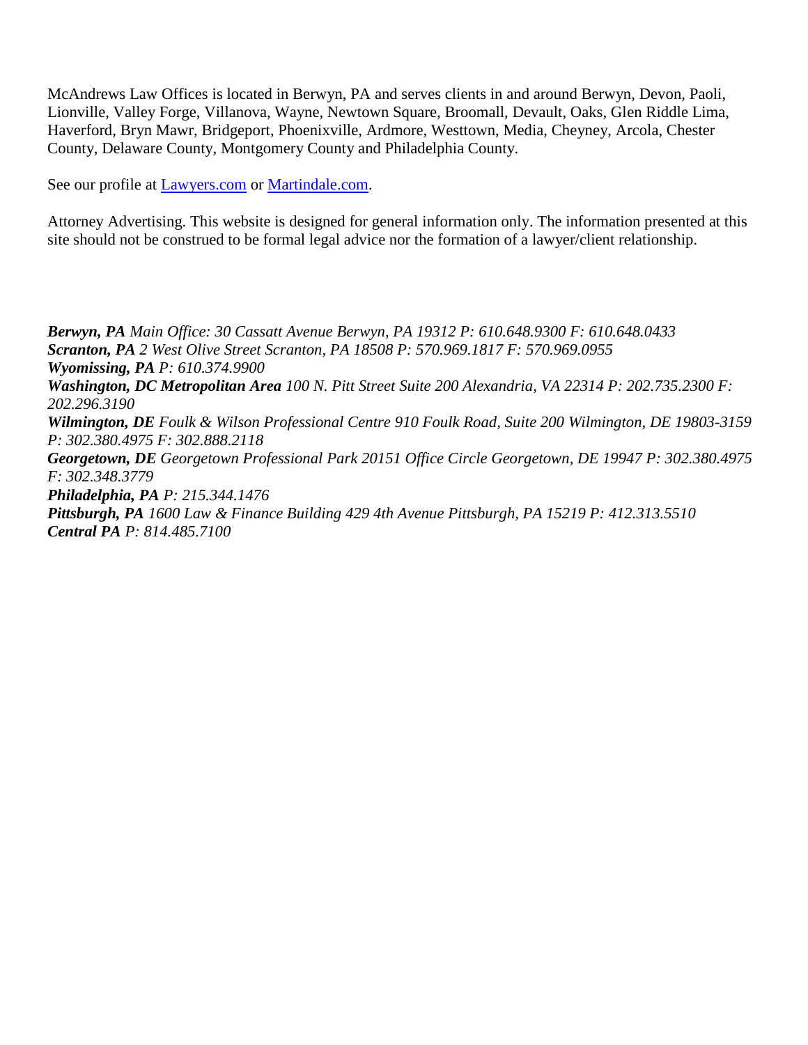McAndrews Law Offices is located in Berwyn, PA and serves clients in and around Berwyn, Devon, Paoli, Lionville, Valley Forge, Villanova, Wayne, Newtown Square, Broomall, Devault, Oaks, Glen Riddle Lima, Haverford, Bryn Mawr, Bridgeport, Phoenixville, Ardmore, Westtown, Media, Cheyney, Arcola, Chester County, Delaware County, Montgomery County and Philadelphia County.

See our profile at [Lawyers.com]() or [Martindale.com]().

Attorney Advertising. This website is designed for general information only. The information presented at this site should not be construed to be formal legal advice nor the formation of a lawyer/client relationship.

***Berwyn, PA*** *Main Office: 30 Cassatt Avenue Berwyn, PA 19312 P: 610.648.9300 F: 610.648.0433*
***Scranton, PA*** *2 West Olive Street Scranton, PA 18508 P: 570.969.1817 F: 570.969.0955*
***Wyomissing, PA*** *P: 610.374.9900*
***Washington, DC Metropolitan Area*** *100 N. Pitt Street Suite 200 Alexandria, VA 22314 P: 202.735.2300 F: 202.296.3190*
***Wilmington, DE*** *Foulk & Wilson Professional Centre 910 Foulk Road, Suite 200 Wilmington, DE 19803-3159 P: 302.380.4975 F: 302.888.2118*
***Georgetown, DE*** *Georgetown Professional Park 20151 Office Circle Georgetown, DE 19947 P: 302.380.4975 F: 302.348.3779*
***Philadelphia, PA*** *P: 215.344.1476*
***Pittsburgh, PA*** *1600 Law & Finance Building 429 4th Avenue Pittsburgh, PA 15219 P: 412.313.5510*
***Central PA*** *P: 814.485.7100*